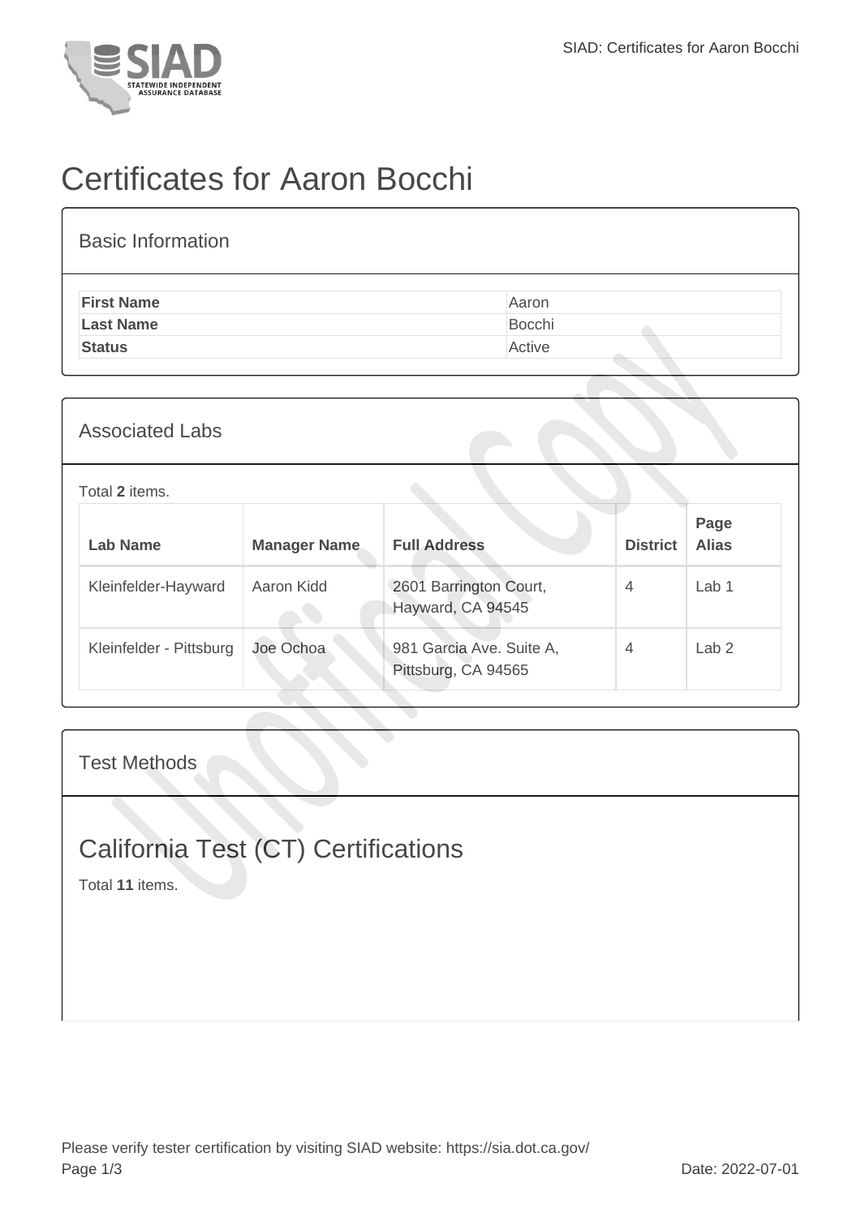# Certificates for Aaron Bocchi

## Basic Information

| | |
|---|---|
| **First Name** | Aaron |
| **Last Name** | Bocchi |
| **Status** | Active |

## Associated Labs

Total **2** items.

| Lab Name | Manager Name | Full Address | District | Page Alias |
|---|---|---|---|---|
| Kleinfelder-Hayward | Aaron Kidd | 2601 Barrington Court, Hayward, CA 94545 | 4 | Lab 1 |
| Kleinfelder - Pittsburg | Joe Ochoa | 981 Garcia Ave. Suite A, Pittsburg, CA 94565 | 4 | Lab 2 |

## Test Methods

### California Test (CT) Certifications

Total **11** items.

Please verify tester certification by visiting SIAD website: https://sia.dot.ca.gov/

Date: 2022-07-01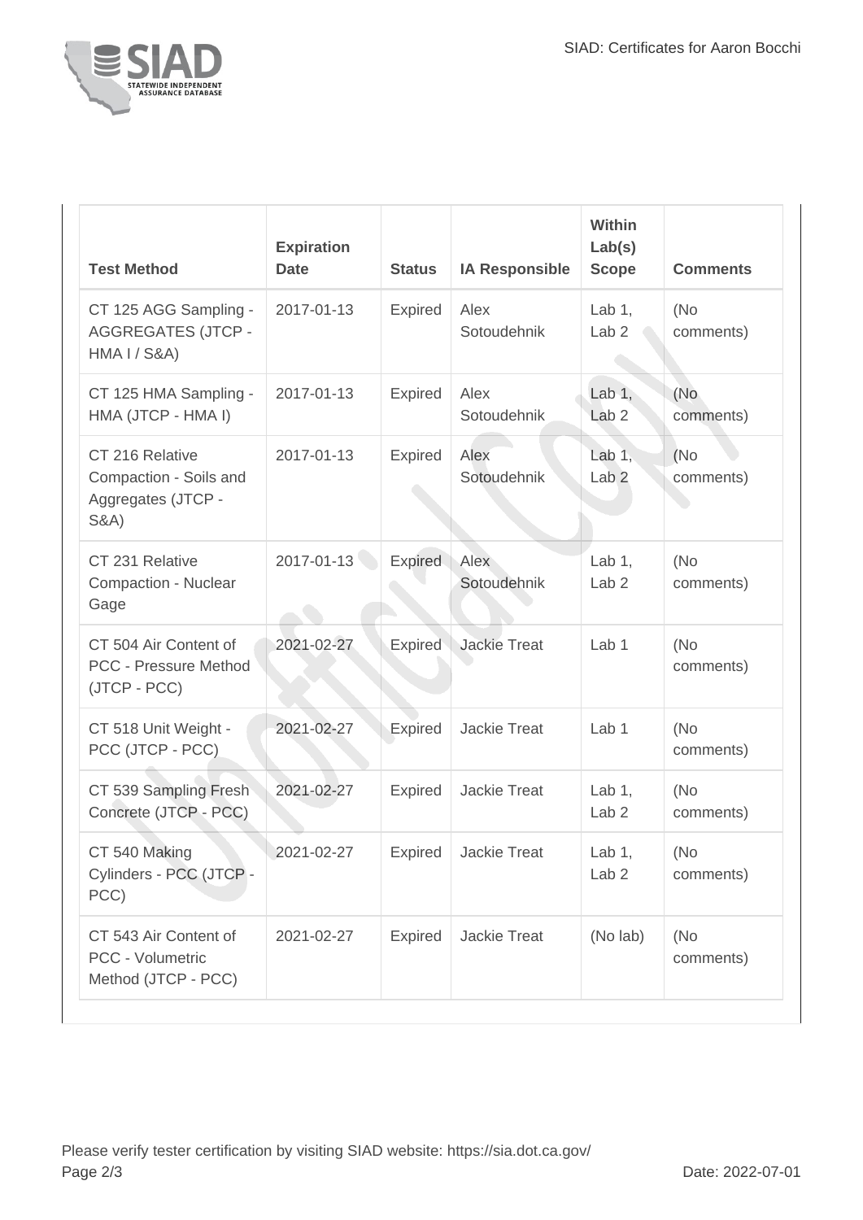| Test Method | Expiration Date | Status | IA Responsible | Within Lab(s) Scope | Comments |
|---|---|---|---|---|---|
| CT 125 AGG Sampling - AGGREGATES (JTCP - HMA I / S&A) | 2017-01-13 | Expired | Alex Sotoudehnik | Lab 1, Lab 2 | (No comments) |
| CT 125 HMA Sampling - HMA (JTCP - HMA I) | 2017-01-13 | Expired | Alex Sotoudehnik | Lab 1, Lab 2 | (No comments) |
| CT 216 Relative Compaction - Soils and Aggregates (JTCP - S&A) | 2017-01-13 | Expired | Alex Sotoudehnik | Lab 1, Lab 2 | (No comments) |
| CT 231 Relative Compaction - Nuclear Gage | 2017-01-13 | Expired | Alex Sotoudehnik | Lab 1, Lab 2 | (No comments) |
| CT 504 Air Content of PCC - Pressure Method (JTCP - PCC) | 2021-02-27 | Expired | Jackie Treat | Lab 1 | (No comments) |
| CT 518 Unit Weight - PCC (JTCP - PCC) | 2021-02-27 | Expired | Jackie Treat | Lab 1 | (No comments) |
| CT 539 Sampling Fresh Concrete (JTCP - PCC) | 2021-02-27 | Expired | Jackie Treat | Lab 1, Lab 2 | (No comments) |
| CT 540 Making Cylinders - PCC (JTCP - PCC) | 2021-02-27 | Expired | Jackie Treat | Lab 1, Lab 2 | (No comments) |
| CT 543 Air Content of PCC - Volumetric Method (JTCP - PCC) | 2021-02-27 | Expired | Jackie Treat | (No lab) | (No comments) |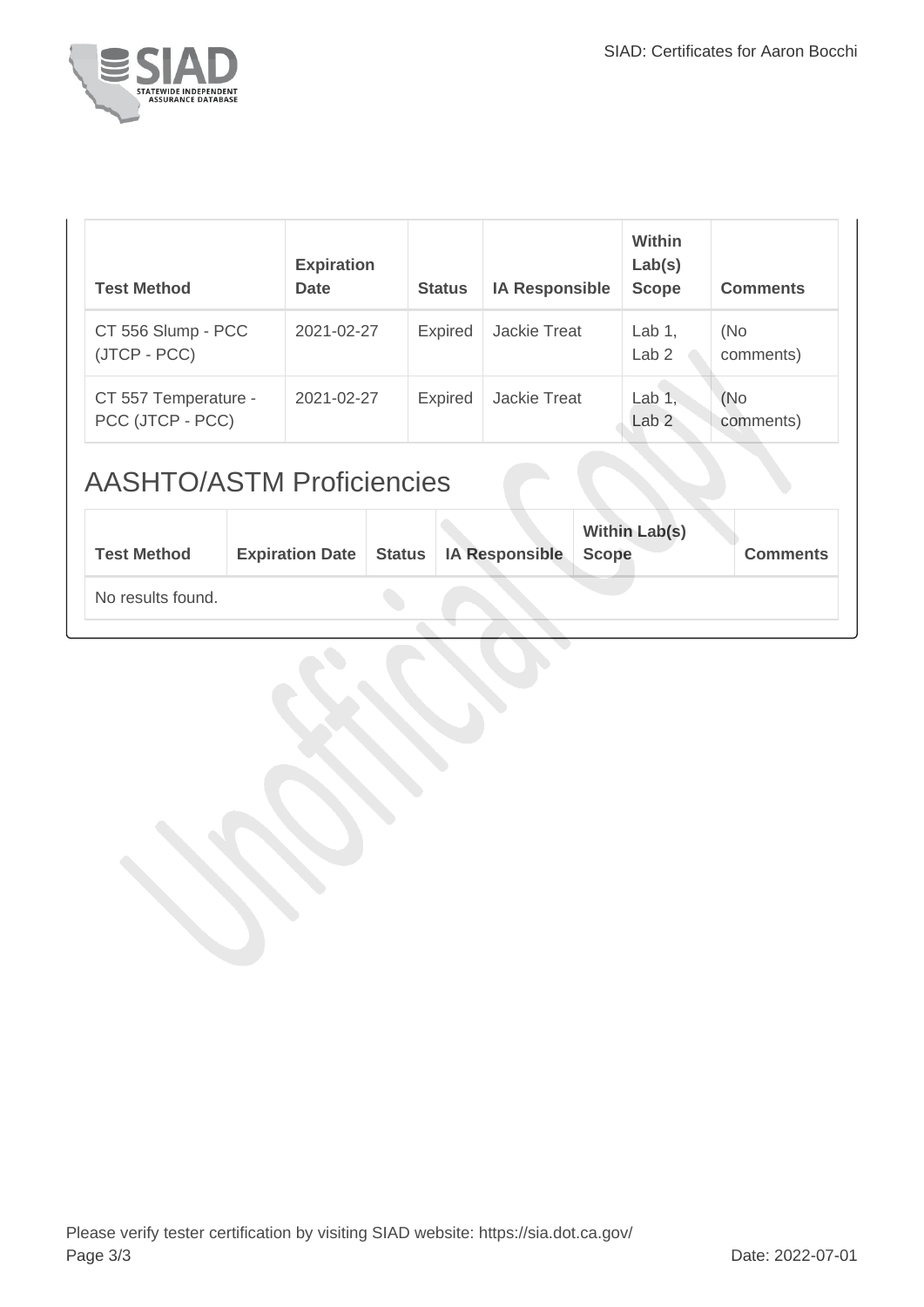| Test Method | Expiration Date | Status | IA Responsible | Within Lab(s) Scope | Comments |
| --- | --- | --- | --- | --- | --- |
| CT 556 Slump - PCC (JTCP - PCC) | 2021-02-27 | Expired | Jackie Treat | Lab 1, Lab 2 | (No comments) |
| CT 557 Temperature - PCC (JTCP - PCC) | 2021-02-27 | Expired | Jackie Treat | Lab 1, Lab 2 | (No comments) |

## AASHTO/ASTM Proficiencies

| Test Method | Expiration Date | Status | IA Responsible | Within Lab(s) Scope | Comments |
| --- | --- | --- | --- | --- | --- |
| No results found. | | | | | |

Please verify tester certification by visiting SIAD website: https://sia.dot.ca.gov/

Date: 2022-07-01